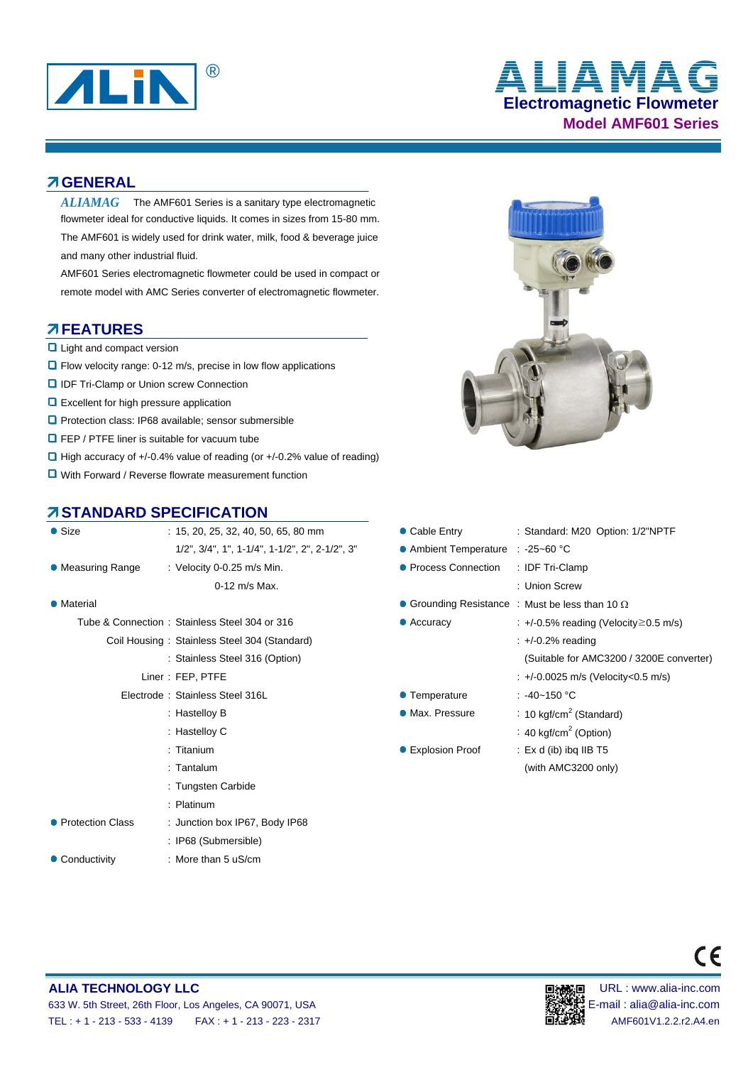# ALIAMAG

## Electromagnetic Flowmeter

## Model AMF601 Series

## GENERAL

*ALIAMAG* The AMF601 Series is a sanitary type electromagnetic flowmeter ideal for conductive liquids. It comes in sizes from 15-80 mm. The AMF601 is widely used for drink water, milk, food & beverage juice and many other industrial fluid.

AMF601 Series electromagnetic flowmeter could be used in compact or remote model with AMC Series converter of electromagnetic flowmeter.

## FEATURES

- Light and compact version
- Flow velocity range: 0-12 m/s, precise in low flow applications
- IDF Tri-Clamp or Union screw Connection
- Excellent for high pressure application
- Protection class: IP68 available; sensor submersible
- FEP / PTFE liner is suitable for vacuum tube
- High accuracy of +/-0.4% value of reading (or +/-0.2% value of reading)
- With Forward / Reverse flowrate measurement function

## STANDARD SPECIFICATION

- **Size** : 15, 20, 25, 32, 40, 50, 65, 80 mm
  1/2", 3/4", 1", 1-1/4", 1-1/2", 2", 2-1/2", 3"
- **Measuring Range** : Velocity 0-0.25 m/s Min.
  0-12 m/s Max.
- **Material**
  - Tube & Connection : Stainless Steel 304 or 316
  - Coil Housing : Stainless Steel 304 (Standard)
    : Stainless Steel 316 (Option)
  - Liner : FEP, PTFE
  - Electrode : Stainless Steel 316L
    : Hastelloy B
    : Hastelloy C
    : Titanium
    : Tantalum
    : Tungsten Carbide
    : Platinum
- **Protection Class** : Junction box IP67, Body IP68
  : IP68 (Submersible)
- **Conductivity** : More than 5 uS/cm
- **Cable Entry** : Standard: M20 Option: 1/2"NPTF
- **Ambient Temperature** : -25~60 °C
- **Process Connection** : IDF Tri-Clamp
  : Union Screw
- **Grounding Resistance** : Must be less than 10 Ω
- **Accuracy** : +/-0.5% reading (Velocity≥0.5 m/s)
  : +/-0.2% reading
  (Suitable for AMC3200 / 3200E converter)
  : +/-0.0025 m/s (Velocity<0.5 m/s)
- **Temperature** : -40~150 °C
- **Max. Pressure** : 10 kgf/cm$^2$ (Standard)
  : 40 kgf/cm$^2$ (Option)
- **Explosion Proof** : Ex d (ib) ibq IIB T5
  (with AMC3200 only)

**ALIA TECHNOLOGY LLC**
633 W. 5th Street, 26th Floor, Los Angeles, CA 90071, USA
TEL : + 1 - 213 - 533 - 4139 FAX : + 1 - 213 - 223 - 2317

URL : www.alia-inc.com
E-mail : alia@alia-inc.com
AMF601V1.2.2.r2.A4.en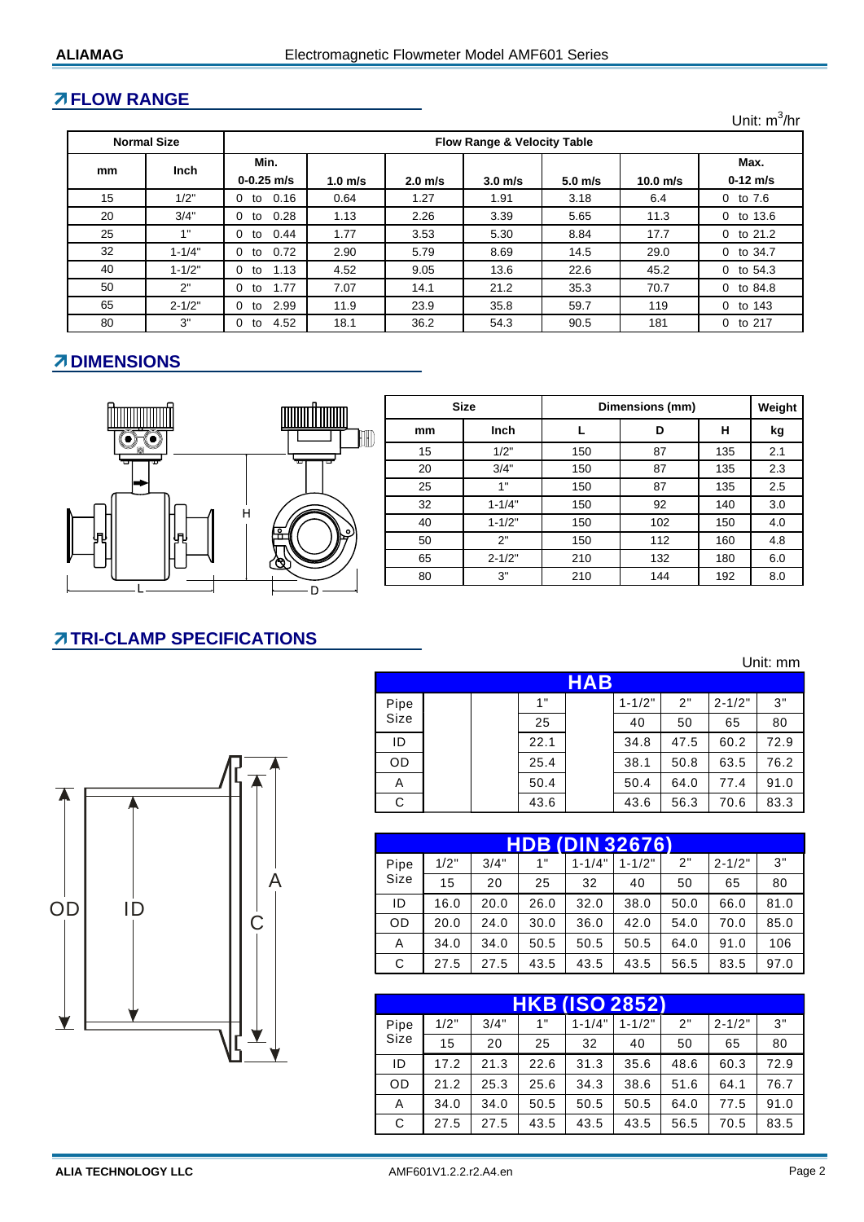## FLOW RANGE

Unit: $m^3/hr$

| Normal Size | | Flow Range & Velocity Table | | | | | | |
|---|---|---|---|---|---|---|---|---|
| mm | Inch | Min. 0-0.25 m/s | 1.0 m/s | 2.0 m/s | 3.0 m/s | 5.0 m/s | 10.0 m/s | Max. 0-12 m/s |
| 15 | 1/2" | 0 to 0.16 | 0.64 | 1.27 | 1.91 | 3.18 | 6.4 | 0 to 7.6 |
| 20 | 3/4" | 0 to 0.28 | 1.13 | 2.26 | 3.39 | 5.65 | 11.3 | 0 to 13.6 |
| 25 | 1" | 0 to 0.44 | 1.77 | 3.53 | 5.30 | 8.84 | 17.7 | 0 to 21.2 |
| 32 | 1-1/4" | 0 to 0.72 | 2.90 | 5.79 | 8.69 | 14.5 | 29.0 | 0 to 34.7 |
| 40 | 1-1/2" | 0 to 1.13 | 4.52 | 9.05 | 13.6 | 22.6 | 45.2 | 0 to 54.3 |
| 50 | 2" | 0 to 1.77 | 7.07 | 14.1 | 21.2 | 35.3 | 70.7 | 0 to 84.8 |
| 65 | 2-1/2" | 0 to 2.99 | 11.9 | 23.9 | 35.8 | 59.7 | 119 | 0 to 143 |
| 80 | 3" | 0 to 4.52 | 18.1 | 36.2 | 54.3 | 90.5 | 181 | 0 to 217 |

## DIMENSIONS

| Size | | Dimensions (mm) | | | Weight |
|---|---|---|---|---|---|
| mm | Inch | L | D | H | kg |
| 15 | 1/2" | 150 | 87 | 135 | 2.1 |
| 20 | 3/4" | 150 | 87 | 135 | 2.3 |
| 25 | 1" | 150 | 87 | 135 | 2.5 |
| 32 | 1-1/4" | 150 | 92 | 140 | 3.0 |
| 40 | 1-1/2" | 150 | 102 | 150 | 4.0 |
| 50 | 2" | 150 | 112 | 160 | 4.8 |
| 65 | 2-1/2" | 210 | 132 | 180 | 6.0 |
| 80 | 3" | 210 | 144 | 192 | 8.0 |

## TRI-CLAMP SPECIFICATIONS

Unit: mm

**HAB**

| Pipe Size | | | 1" | | 1-1/2" | 2" | 2-1/2" | 3" |
|---|---|---|---|---|---|---|---|---|
| | | | 25 | | 40 | 50 | 65 | 80 |
| ID | | | 22.1 | | 34.8 | 47.5 | 60.2 | 72.9 |
| OD | | | 25.4 | | 38.1 | 50.8 | 63.5 | 76.2 |
| A | | | 50.4 | | 50.4 | 64.0 | 77.4 | 91.0 |
| C | | | 43.6 | | 43.6 | 56.3 | 70.6 | 83.3 |

**HDB (DIN 32676)**

| Pipe Size | 1/2" | 3/4" | 1" | 1-1/4" | 1-1/2" | 2" | 2-1/2" | 3" |
|---|---|---|---|---|---|---|---|---|
| | 15 | 20 | 25 | 32 | 40 | 50 | 65 | 80 |
| ID | 16.0 | 20.0 | 26.0 | 32.0 | 38.0 | 50.0 | 66.0 | 81.0 |
| OD | 20.0 | 24.0 | 30.0 | 36.0 | 42.0 | 54.0 | 70.0 | 85.0 |
| A | 34.0 | 34.0 | 50.5 | 50.5 | 50.5 | 64.0 | 91.0 | 106 |
| C | 27.5 | 27.5 | 43.5 | 43.5 | 43.5 | 56.5 | 83.5 | 97.0 |

**HKB (ISO 2852)**

| Pipe Size | 1/2" | 3/4" | 1" | 1-1/4" | 1-1/2" | 2" | 2-1/2" | 3" |
|---|---|---|---|---|---|---|---|---|
| | 15 | 20 | 25 | 32 | 40 | 50 | 65 | 80 |
| ID | 17.2 | 21.3 | 22.6 | 31.3 | 35.6 | 48.6 | 60.3 | 72.9 |
| OD | 21.2 | 25.3 | 25.6 | 34.3 | 38.6 | 51.6 | 64.1 | 76.7 |
| A | 34.0 | 34.0 | 50.5 | 50.5 | 50.5 | 64.0 | 77.5 | 91.0 |
| C | 27.5 | 27.5 | 43.5 | 43.5 | 43.5 | 56.5 | 70.5 | 83.5 |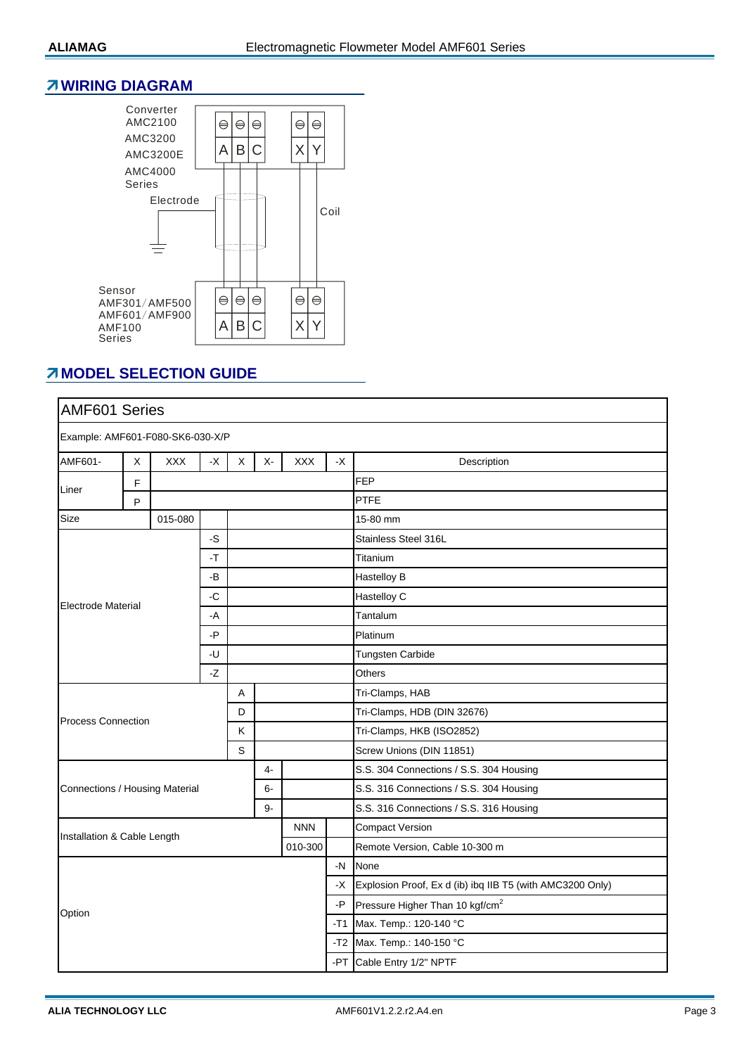## WIRING DIAGRAM

Converter
AMC2100
AMC3200
AMC3200E
AMC4000
Series

A B C X Y

Electrode

Coil

Sensor
AMF301/AMF500
AMF601/AMF900
AMF100
Series

A B C X Y

## MODEL SELECTION GUIDE

| AMF601 Series | | | | | | | | |
|---|---|---|---|---|---|---|---|---|
| Example: AMF601-F080-SK6-030-X/P | | | | | | | | |
| AMF601- | X | XXX | -X | X | X- | XXX | -X | Description |
| Liner | F | | | | | | | FEP |
| | P | | | | | | | PTFE |
| Size | | 015-080 | | | | | | 15-80 mm |
| Electrode Material | | | -S | | | | | Stainless Steel 316L |
| | | | -T | | | | | Titanium |
| | | | -B | | | | | Hastelloy B |
| | | | -C | | | | | Hastelloy C |
| | | | -A | | | | | Tantalum |
| | | | -P | | | | | Platinum |
| | | | -U | | | | | Tungsten Carbide |
| | | | -Z | | | | | Others |
| Process Connection | | | | A | | | | Tri-Clamps, HAB |
| | | | | D | | | | Tri-Clamps, HDB (DIN 32676) |
| | | | | K | | | | Tri-Clamps, HKB (ISO2852) |
| | | | | S | | | | Screw Unions (DIN 11851) |
| Connections / Housing Material | | | | | 4- | | | S.S. 304 Connections / S.S. 304 Housing |
| | | | | | 6- | | | S.S. 316 Connections / S.S. 304 Housing |
| | | | | | 9- | | | S.S. 316 Connections / S.S. 316 Housing |
| Installation & Cable Length | | | | | | NNN | | Compact Version |
| | | | | | | 010-300 | | Remote Version, Cable 10-300 m |
| Option | | | | | | | -N | None |
| | | | | | | | -X | Explosion Proof, Ex d (ib) ibq IIB T5 (with AMC3200 Only) |
| | | | | | | | -P | Pressure Higher Than 10 kgf/cm$^2$ |
| | | | | | | | -T1 | Max. Temp.: 120-140 °C |
| | | | | | | | -T2 | Max. Temp.: 140-150 °C |
| | | | | | | | -PT | Cable Entry 1/2" NPTF |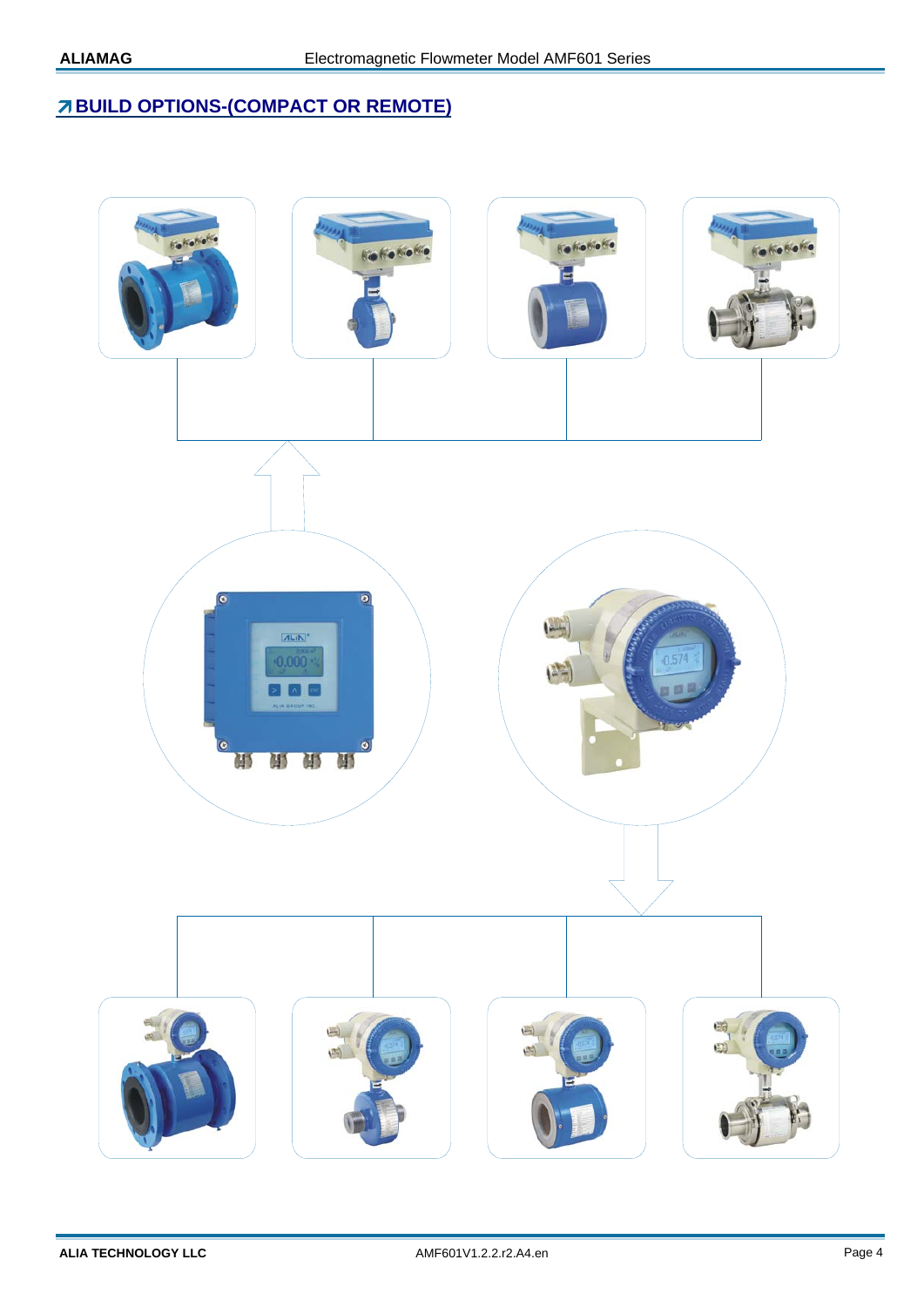## BUILD OPTIONS-(COMPACT OR REMOTE)